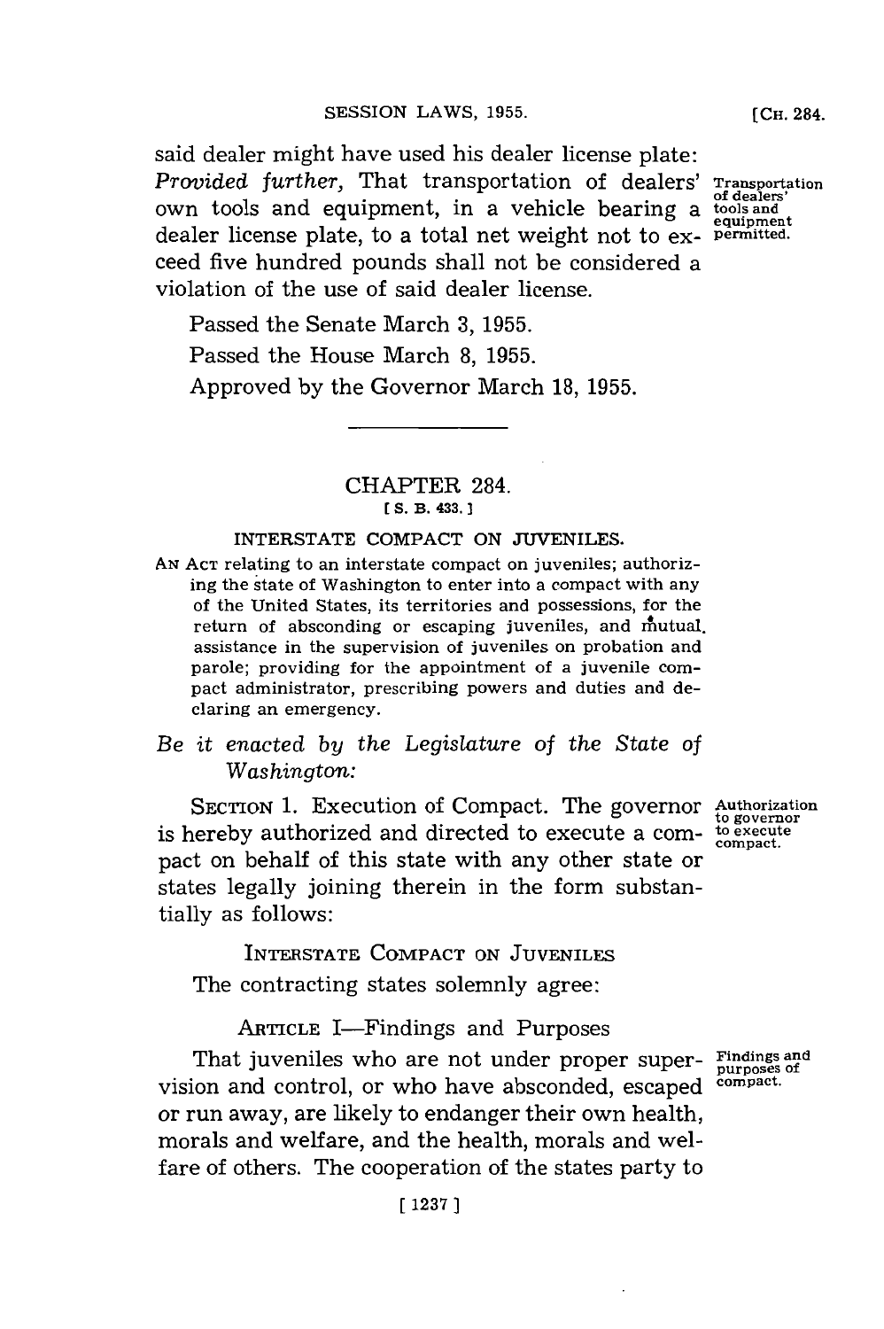said dealer might have used his dealer license plate: *Provided further*, That transportation of dealers' own tools and equipment, in a vehicle bearing a dealer license plate, to a total net weight not to exceed five hundred pounds shall not be considered a violation of the use of said dealer license.

Transportation of dealers' tools and equipment permitted.

Passed the Senate March 3, 1955.

Passed the House March 8, 1955.

Approved by the Governor March 18, 1955.

---

## CHAPTER 284.

### [S. B. 433.]

### INTERSTATE COMPACT ON JUVENILES.

AN ACT relating to an interstate compact on juveniles; authorizing the state of Washington to enter into a compact with any of the United States, its territories and possessions, for the return of absconding or escaping juveniles, and mutual assistance in the supervision of juveniles on probation and parole; providing for the appointment of a juvenile compact administrator, prescribing powers and duties and declaring an emergency.

*Be it enacted by the Legislature of the State of Washington:*

SECTION 1. Execution of Compact. The governor is hereby authorized and directed to execute a compact on behalf of this state with any other state or states legally joining therein in the form substantially as follows:

Authorization to governor to execute compact.

INTERSTATE COMPACT ON JUVENILES

The contracting states solemnly agree:

ARTICLE I—Findings and Purposes

That juveniles who are not under proper supervision and control, or who have absconded, escaped or run away, are likely to endanger their own health, morals and welfare, and the health, morals and welfare of others. The cooperation of the states party to

Findings and purposes of compact.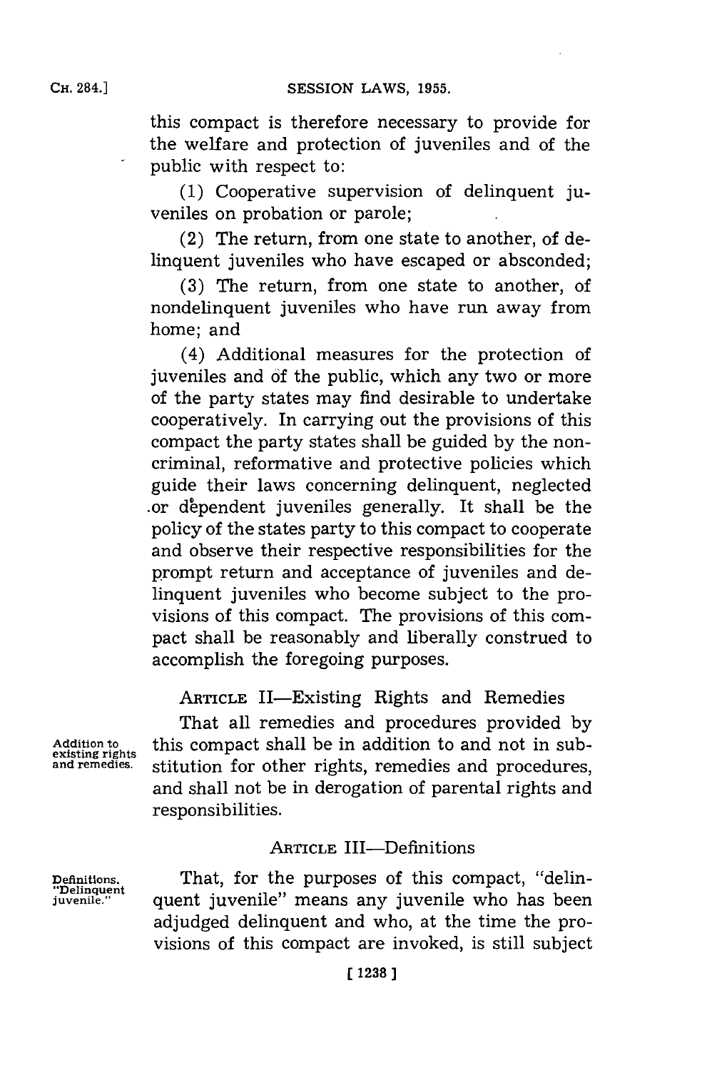this compact is therefore necessary to provide for the welfare and protection of juveniles and of the public with respect to:

(1) Cooperative supervision of delinquent juveniles on probation or parole;

(2) The return, from one state to another, of delinquent juveniles who have escaped or absconded;

(3) The return, from one state to another, of nondelinquent juveniles who have run away from home; and

(4) Additional measures for the protection of juveniles and of the public, which any two or more of the party states may find desirable to undertake cooperatively. In carrying out the provisions of this compact the party states shall be guided by the noncriminal, reformative and protective policies which guide their laws concerning delinquent, neglected or dependent juveniles generally. It shall be the policy of the states party to this compact to cooperate and observe their respective responsibilities for the prompt return and acceptance of juveniles and delinquent juveniles who become subject to the provisions of this compact. The provisions of this compact shall be reasonably and liberally construed to accomplish the foregoing purposes.

## ARTICLE II—Existing Rights and Remedies

Addition to existing rights and remedies.

That all remedies and procedures provided by this compact shall be in addition to and not in substitution for other rights, remedies and procedures, and shall not be in derogation of parental rights and responsibilities.

## ARTICLE III—Definitions

Definitions. "Delinquent juvenile."

That, for the purposes of this compact, "delinquent juvenile" means any juvenile who has been adjudged delinquent and who, at the time the provisions of this compact are invoked, is still subject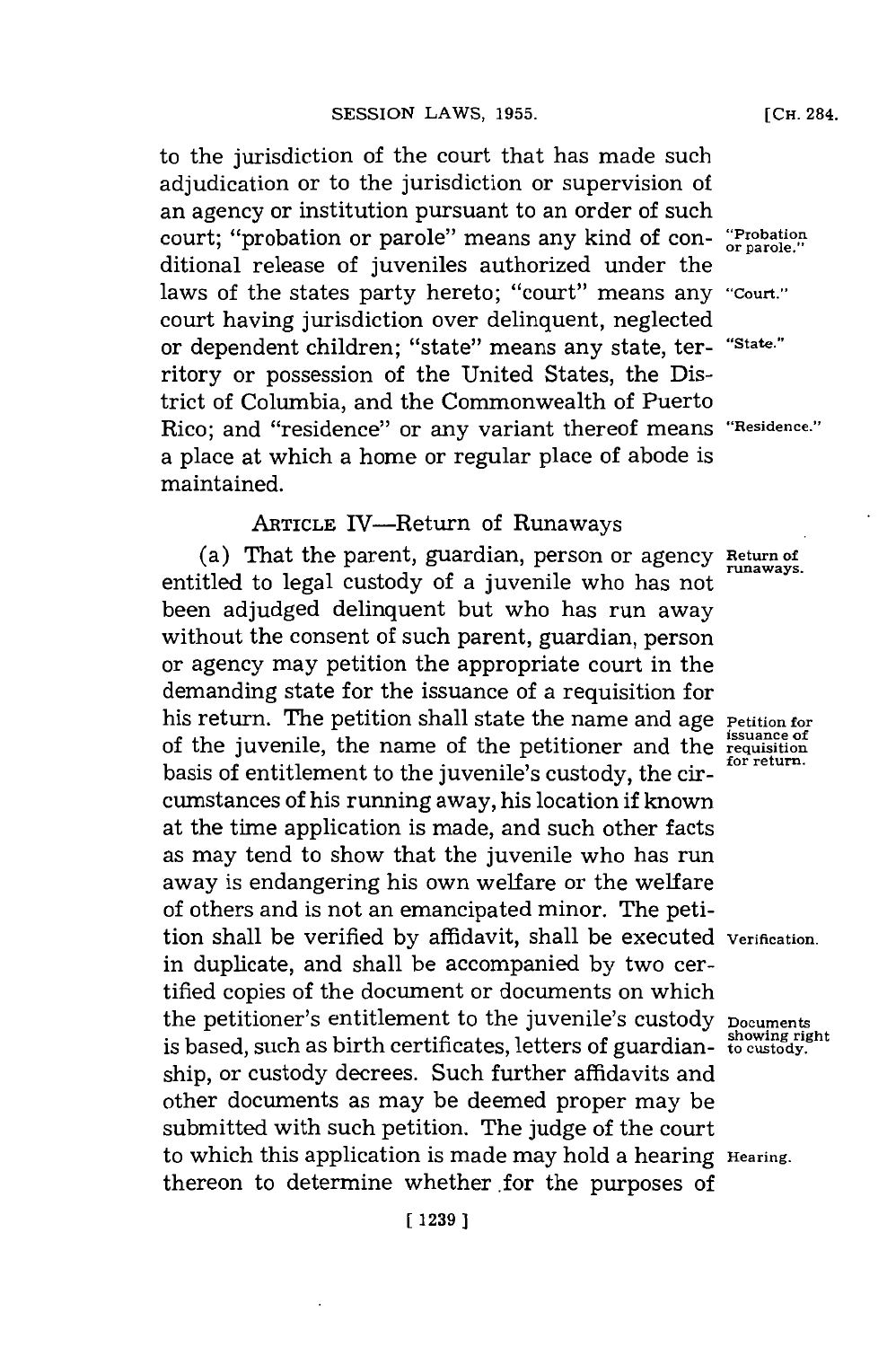to the jurisdiction of the court that has made such adjudication or to the jurisdiction or supervision of an agency or institution pursuant to an order of such court; "probation or parole" means any kind of conditional release of juveniles authorized under the laws of the states party hereto; "court" means any court having jurisdiction over delinquent, neglected or dependent children; "state" means any state, territory or possession of the United States, the District of Columbia, and the Commonwealth of Puerto Rico; and "residence" or any variant thereof means a place at which a home or regular place of abode is maintained.

"Probation or parole." "Court." "State." "Residence."

## ARTICLE IV—Return of Runaways

(a) That the parent, guardian, person or agency entitled to legal custody of a juvenile who has not been adjudged delinquent but who has run away without the consent of such parent, guardian, person or agency may petition the appropriate court in the demanding state for the issuance of a requisition for his return. The petition shall state the name and age of the juvenile, the name of the petitioner and the basis of entitlement to the juvenile's custody, the circumstances of his running away, his location if known at the time application is made, and such other facts as may tend to show that the juvenile who has run away is endangering his own welfare or the welfare of others and is not an emancipated minor. The petition shall be verified by affidavit, shall be executed in duplicate, and shall be accompanied by two certified copies of the document or documents on which the petitioner's entitlement to the juvenile's custody is based, such as birth certificates, letters of guardianship, or custody decrees. Such further affidavits and other documents as may be deemed proper may be submitted with such petition. The judge of the court to which this application is made may hold a hearing thereon to determine whether for the purposes of

Return of runaways. Petition for issuance of requisition for return. Verification. Documents showing right to custody. Hearing.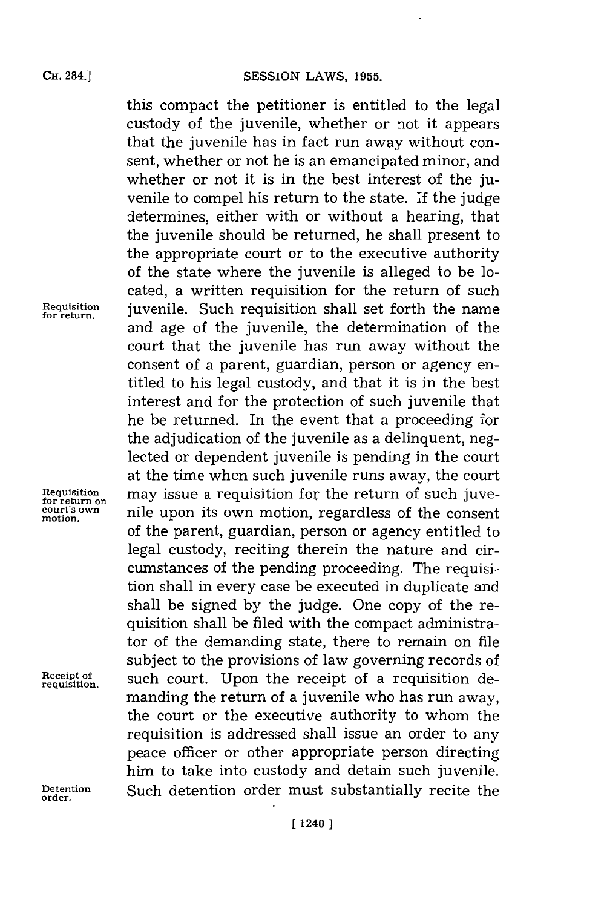this compact the petitioner is entitled to the legal custody of the juvenile, whether or not it appears that the juvenile has in fact run away without consent, whether or not he is an emancipated minor, and whether or not it is in the best interest of the juvenile to compel his return to the state. If the judge determines, either with or without a hearing, that the juvenile should be returned, he shall present to the appropriate court or to the executive authority of the state where the juvenile is alleged to be located, a written requisition for the return of such juvenile. Such requisition shall set forth the name and age of the juvenile, the determination of the court that the juvenile has run away without the consent of a parent, guardian, person or agency entitled to his legal custody, and that it is in the best interest and for the protection of such juvenile that he be returned. In the event that a proceeding for the adjudication of the juvenile as a delinquent, neglected or dependent juvenile is pending in the court at the time when such juvenile runs away, the court may issue a requisition for the return of such juvenile upon its own motion, regardless of the consent of the parent, guardian, person or agency entitled to legal custody, reciting therein the nature and circumstances of the pending proceeding. The requisition shall in every case be executed in duplicate and shall be signed by the judge. One copy of the requisition shall be filed with the compact administrator of the demanding state, there to remain on file subject to the provisions of law governing records of such court. Upon the receipt of a requisition demanding the return of a juvenile who has run away, the court or the executive authority to whom the requisition is addressed shall issue an order to any peace officer or other appropriate person directing him to take into custody and detain such juvenile. Such detention order must substantially recite the

Requisition for return.

Requisition for return on court's own motion.

Receipt of requisition.

Detention order.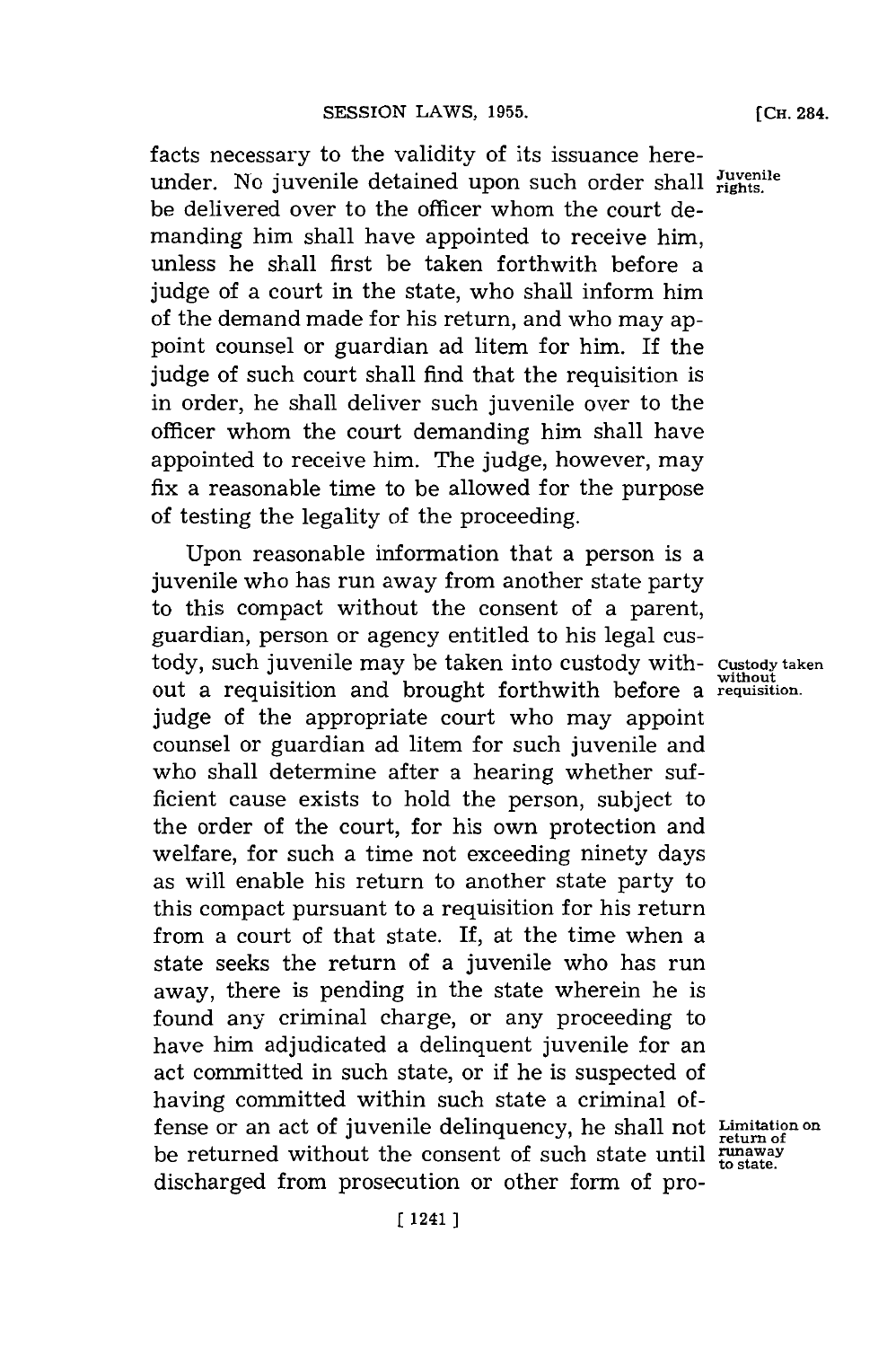facts necessary to the validity of its issuance hereunder. No juvenile detained upon such order shall be delivered over to the officer whom the court demanding him shall have appointed to receive him, unless he shall first be taken forthwith before a judge of a court in the state, who shall inform him of the demand made for his return, and who may appoint counsel or guardian ad litem for him. If the judge of such court shall find that the requisition is in order, he shall deliver such juvenile over to the officer whom the court demanding him shall have appointed to receive him. The judge, however, may fix a reasonable time to be allowed for the purpose of testing the legality of the proceeding.

*Juvenile rights.*

Upon reasonable information that a person is a juvenile who has run away from another state party to this compact without the consent of a parent, guardian, person or agency entitled to his legal custody, such juvenile may be taken into custody without a requisition and brought forthwith before a judge of the appropriate court who may appoint counsel or guardian ad litem for such juvenile and who shall determine after a hearing whether sufficient cause exists to hold the person, subject to the order of the court, for his own protection and welfare, for such a time not exceeding ninety days as will enable his return to another state party to this compact pursuant to a requisition for his return from a court of that state. If, at the time when a state seeks the return of a juvenile who has run away, there is pending in the state wherein he is found any criminal charge, or any proceeding to have him adjudicated a delinquent juvenile for an act committed in such state, or if he is suspected of having committed within such state a criminal offense or an act of juvenile delinquency, he shall not be returned without the consent of such state until discharged from prosecution or other form of pro-

*Custody taken without requisition.*

*Limitation on return of runaway to state.*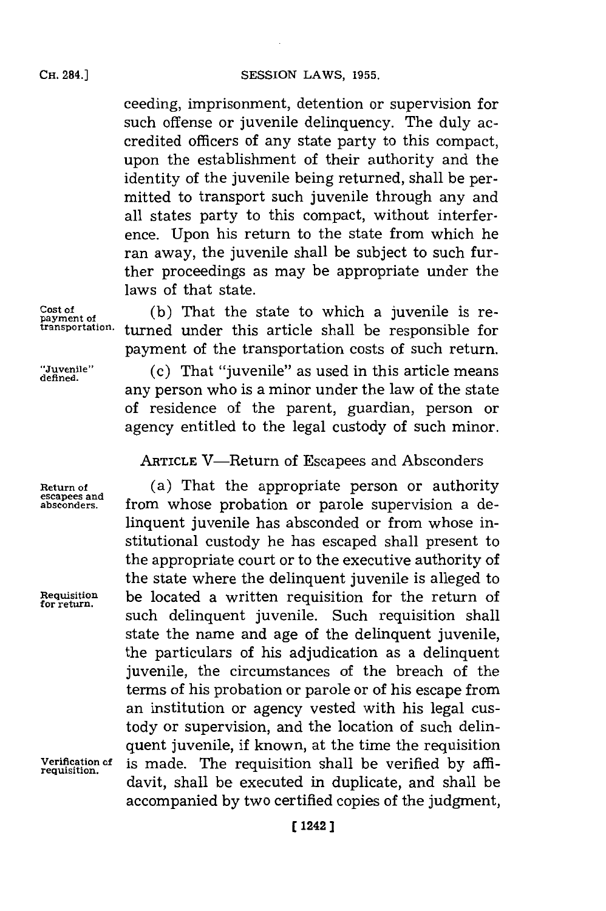ceeding, imprisonment, detention or supervision for such offense or juvenile delinquency. The duly accredited officers of any state party to this compact, upon the establishment of their authority and the identity of the juvenile being returned, shall be permitted to transport such juvenile through any and all states party to this compact, without interference. Upon his return to the state from which he ran away, the juvenile shall be subject to such further proceedings as may be appropriate under the laws of that state.

Cost of payment of transportation.

(b) That the state to which a juvenile is returned under this article shall be responsible for payment of the transportation costs of such return.

"Juvenile" defined.

(c) That "juvenile" as used in this article means any person who is a minor under the law of the state of residence of the parent, guardian, person or agency entitled to the legal custody of such minor.

ARTICLE V—Return of Escapees and Absconders

Return of escapees and absconders.

(a) That the appropriate person or authority from whose probation or parole supervision a delinquent juvenile has absconded or from whose institutional custody he has escaped shall present to the appropriate court or to the executive authority of the state where the delinquent juvenile is alleged to be located a written requisition for the return of such delinquent juvenile. Such requisition shall state the name and age of the delinquent juvenile, the particulars of his adjudication as a delinquent juvenile, the circumstances of the breach of the terms of his probation or parole or of his escape from an institution or agency vested with his legal custody or supervision, and the location of such delinquent juvenile, if known, at the time the requisition is made. The requisition shall be verified by affidavit, shall be executed in duplicate, and shall be accompanied by two certified copies of the judgment,

Requisition for return.

Verification of requisition.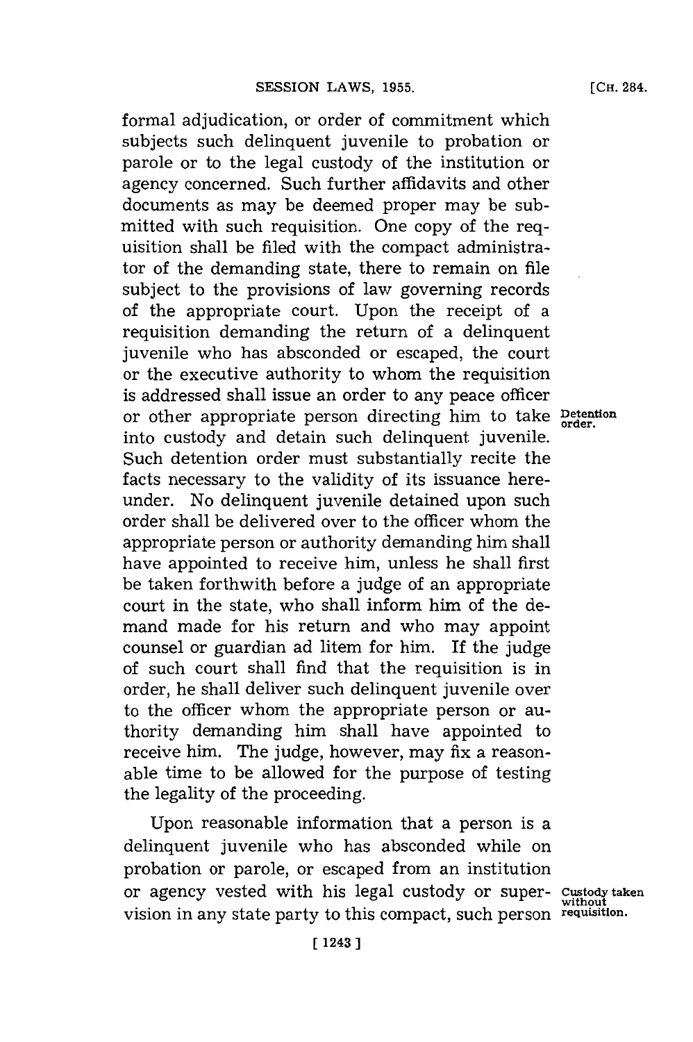formal adjudication, or order of commitment which subjects such delinquent juvenile to probation or parole or to the legal custody of the institution or agency concerned. Such further affidavits and other documents as may be deemed proper may be submitted with such requisition. One copy of the requisition shall be filed with the compact administrator of the demanding state, there to remain on file subject to the provisions of law governing records of the appropriate court. Upon the receipt of a requisition demanding the return of a delinquent juvenile who has absconded or escaped, the court or the executive authority to whom the requisition is addressed shall issue an order to any peace officer or other appropriate person directing him to take into custody and detain such delinquent juvenile. Such detention order must substantially recite the facts necessary to the validity of its issuance hereunder. No delinquent juvenile detained upon such order shall be delivered over to the officer whom the appropriate person or authority demanding him shall have appointed to receive him, unless he shall first be taken forthwith before a judge of an appropriate court in the state, who shall inform him of the demand made for his return and who may appoint counsel or guardian ad litem for him. If the judge of such court shall find that the requisition is in order, he shall deliver such delinquent juvenile over to the officer whom the appropriate person or authority demanding him shall have appointed to receive him. The judge, however, may fix a reasonable time to be allowed for the purpose of testing the legality of the proceeding.

**Detention order.**

Upon reasonable information that a person is a delinquent juvenile who has absconded while on probation or parole, or escaped from an institution or agency vested with his legal custody or supervision in any state party to this compact, such person

**Custody taken without requisition.**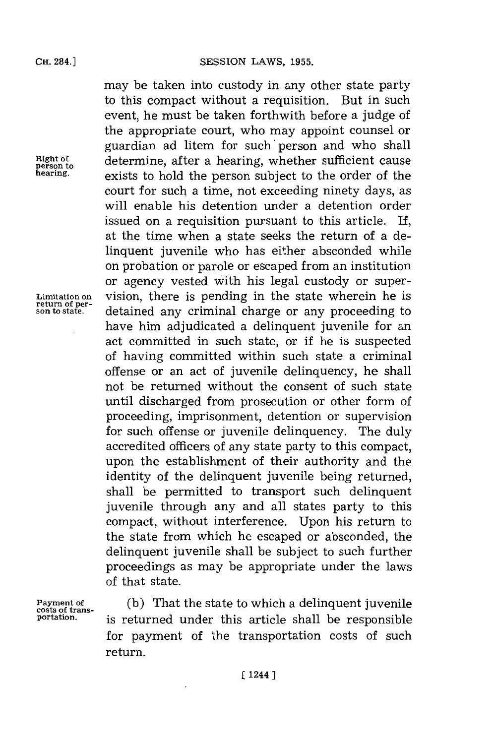may be taken into custody in any other state party to this compact without a requisition. But in such event, he must be taken forthwith before a judge of the appropriate court, who may appoint counsel or guardian ad litem for such person and who shall determine, after a hearing, whether sufficient cause exists to hold the person subject to the order of the court for such a time, not exceeding ninety days, as will enable his detention under a detention order issued on a requisition pursuant to this article. If, at the time when a state seeks the return of a delinquent juvenile who has either absconded while on probation or parole or escaped from an institution or agency vested with his legal custody or supervision, there is pending in the state wherein he is detained any criminal charge or any proceeding to have him adjudicated a delinquent juvenile for an act committed in such state, or if he is suspected of having committed within such state a criminal offense or an act of juvenile delinquency, he shall not be returned without the consent of such state until discharged from prosecution or other form of proceeding, imprisonment, detention or supervision for such offense or juvenile delinquency. The duly accredited officers of any state party to this compact, upon the establishment of their authority and the identity of the delinquent juvenile being returned, shall be permitted to transport such delinquent juvenile through any and all states party to this compact, without interference. Upon his return to the state from which he escaped or absconded, the delinquent juvenile shall be subject to such further proceedings as may be appropriate under the laws of that state.

Right of person to hearing.

Limitation on return of person to state.

Payment of costs of transportation.

(b) That the state to which a delinquent juvenile is returned under this article shall be responsible for payment of the transportation costs of such return.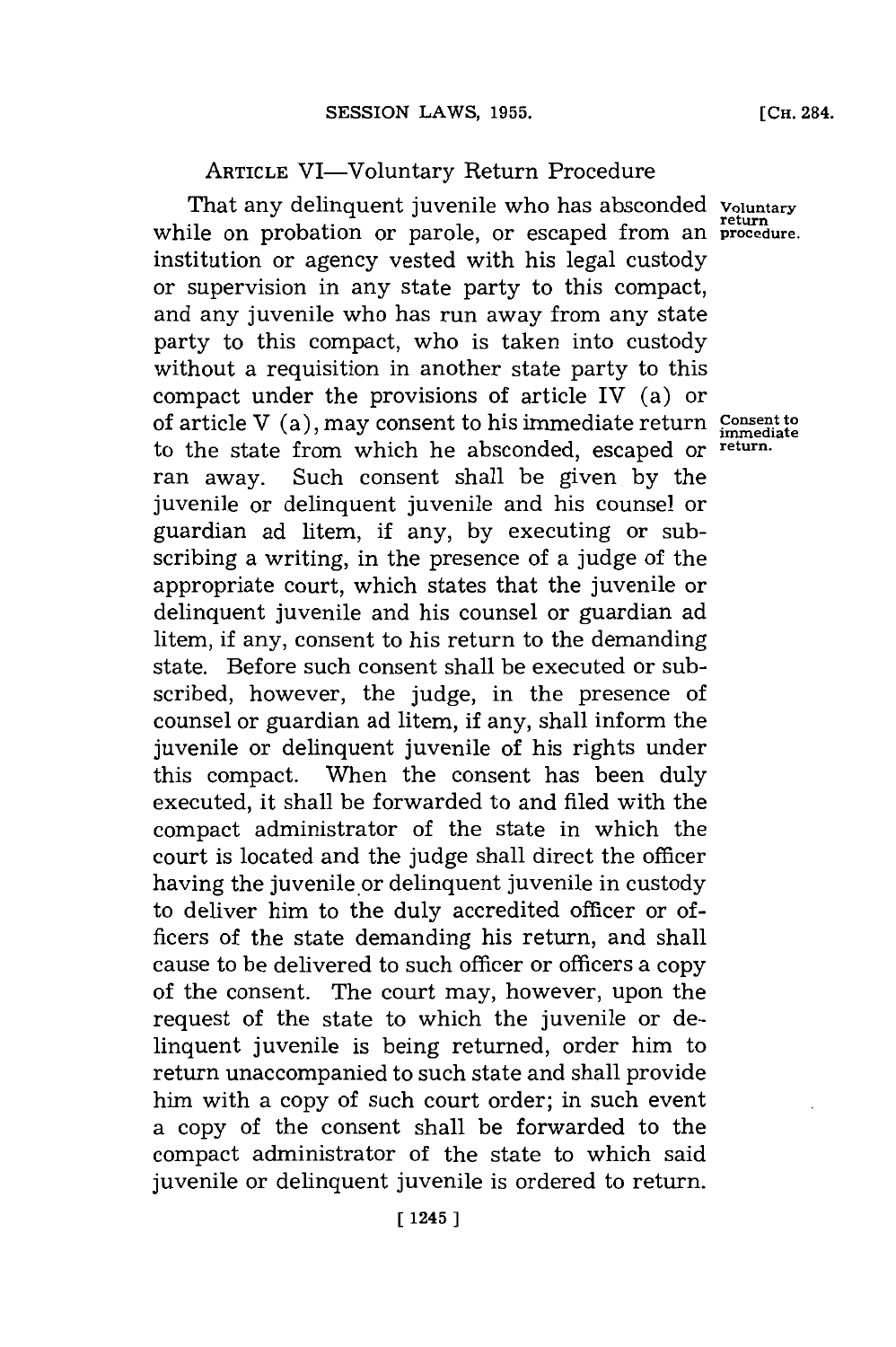## ARTICLE VI—Voluntary Return Procedure

**Voluntary return procedure.**

That any delinquent juvenile who has absconded while on probation or parole, or escaped from an institution or agency vested with his legal custody or supervision in any state party to this compact, and any juvenile who has run away from any state party to this compact, who is taken into custody without a requisition in another state party to this compact under the provisions of article IV (a) or of article V (a), may consent to his immediate return to the state from which he absconded, escaped or ran away. Such consent shall be given by the juvenile or delinquent juvenile and his counsel or guardian ad litem, if any, by executing or subscribing a writing, in the presence of a judge of the appropriate court, which states that the juvenile or delinquent juvenile and his counsel or guardian ad litem, if any, consent to his return to the demanding state. Before such consent shall be executed or subscribed, however, the judge, in the presence of counsel or guardian ad litem, if any, shall inform the juvenile or delinquent juvenile of his rights under this compact. When the consent has been duly executed, it shall be forwarded to and filed with the compact administrator of the state in which the court is located and the judge shall direct the officer having the juvenile or delinquent juvenile in custody to deliver him to the duly accredited officer or officers of the state demanding his return, and shall cause to be delivered to such officer or officers a copy of the consent. The court may, however, upon the request of the state to which the juvenile or delinquent juvenile is being returned, order him to return unaccompanied to such state and shall provide him with a copy of such court order; in such event a copy of the consent shall be forwarded to the compact administrator of the state to which said juvenile or delinquent juvenile is ordered to return.

**Consent to immediate return.**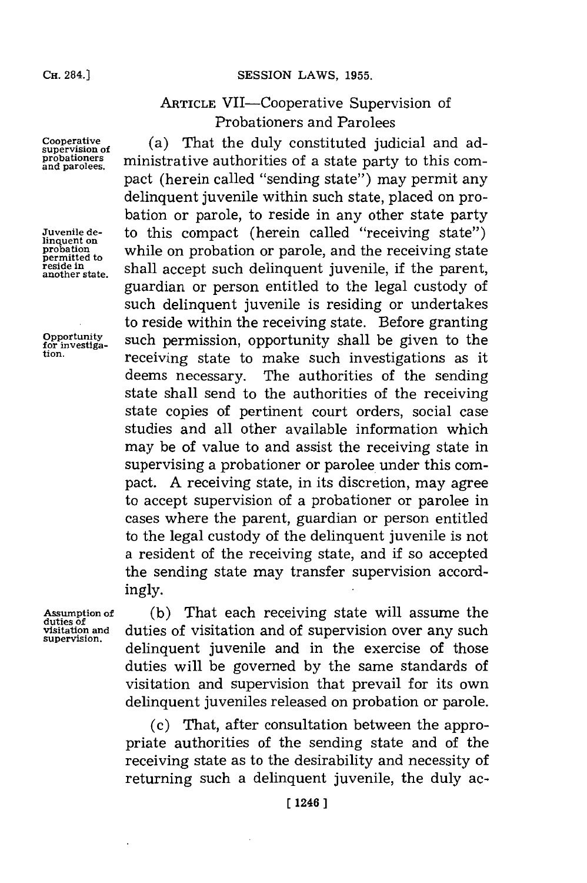## ARTICLE VII—Cooperative Supervision of Probationers and Parolees

Cooperative supervision of probationers and parolees.

(a) That the duly constituted judicial and administrative authorities of a state party to this compact (herein called "sending state") may permit any delinquent juvenile within such state, placed on probation or parole, to reside in any other state party to this compact (herein called "receiving state") while on probation or parole, and the receiving state shall accept such delinquent juvenile, if the parent, guardian or person entitled to the legal custody of such delinquent juvenile is residing or undertakes to reside within the receiving state. Before granting such permission, opportunity shall be given to the receiving state to make such investigations as it deems necessary. The authorities of the sending state shall send to the authorities of the receiving state copies of pertinent court orders, social case studies and all other available information which may be of value to and assist the receiving state in supervising a probationer or parolee under this compact. A receiving state, in its discretion, may agree to accept supervision of a probationer or parolee in cases where the parent, guardian or person entitled to the legal custody of the delinquent juvenile is not a resident of the receiving state, and if so accepted the sending state may transfer supervision accordingly.

Juvenile delinquent on probation permitted to reside in another state.

Opportunity for investigation.

Assumption of duties of visitation and supervision.

(b) That each receiving state will assume the duties of visitation and of supervision over any such delinquent juvenile and in the exercise of those duties will be governed by the same standards of visitation and supervision that prevail for its own delinquent juveniles released on probation or parole.

(c) That, after consultation between the appropriate authorities of the sending state and of the receiving state as to the desirability and necessity of returning such a delinquent juvenile, the duly ac-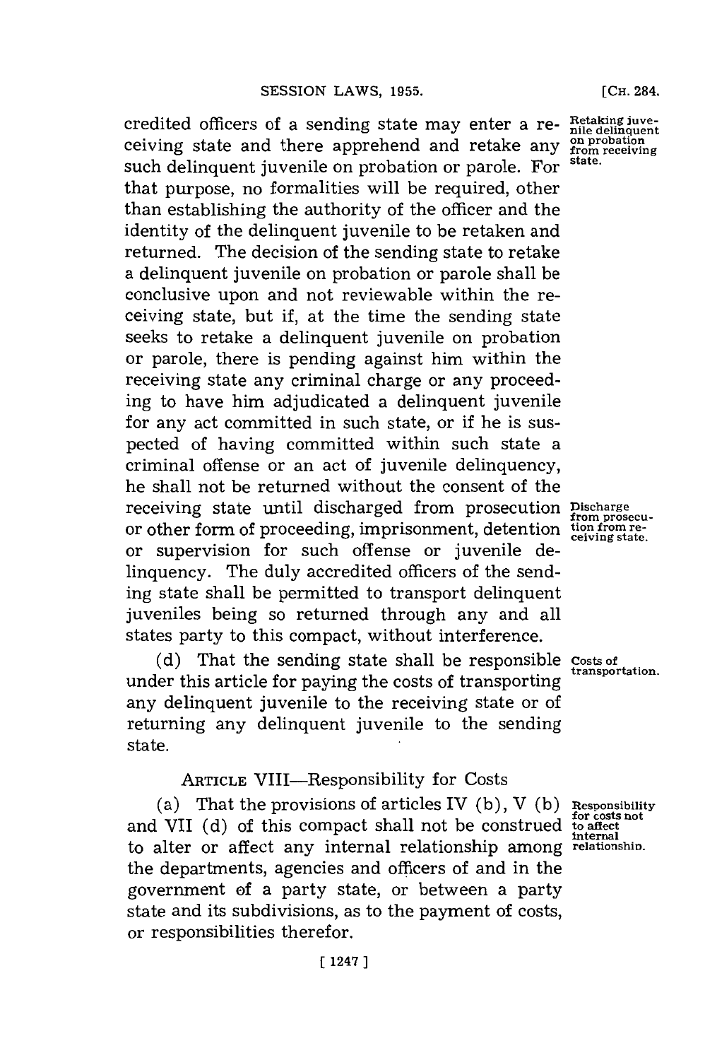credited officers of a sending state may enter a receiving state and there apprehend and retake any such delinquent juvenile on probation or parole. For that purpose, no formalities will be required, other than establishing the authority of the officer and the identity of the delinquent juvenile to be retaken and returned. The decision of the sending state to retake a delinquent juvenile on probation or parole shall be conclusive upon and not reviewable within the receiving state, but if, at the time the sending state seeks to retake a delinquent juvenile on probation or parole, there is pending against him within the receiving state any criminal charge or any proceeding to have him adjudicated a delinquent juvenile for any act committed in such state, or if he is suspected of having committed within such state a criminal offense or an act of juvenile delinquency, he shall not be returned without the consent of the receiving state until discharged from prosecution or other form of proceeding, imprisonment, detention or supervision for such offense or juvenile delinquency. The duly accredited officers of the sending state shall be permitted to transport delinquent juveniles being so returned through any and all states party to this compact, without interference.

*Retaking juvenile delinquent on probation from receiving state.*

*Discharge from prosecution from receiving state.*

(d) That the sending state shall be responsible under this article for paying the costs of transporting any delinquent juvenile to the receiving state or of returning any delinquent juvenile to the sending state.

*Costs of transportation.*

ARTICLE VIII—Responsibility for Costs

(a) That the provisions of articles IV (b), V (b) and VII (d) of this compact shall not be construed to alter or affect any internal relationship among the departments, agencies and officers of and in the government of a party state, or between a party state and its subdivisions, as to the payment of costs, or responsibilities therefor.

*Responsibility for costs not to affect internal relationship.*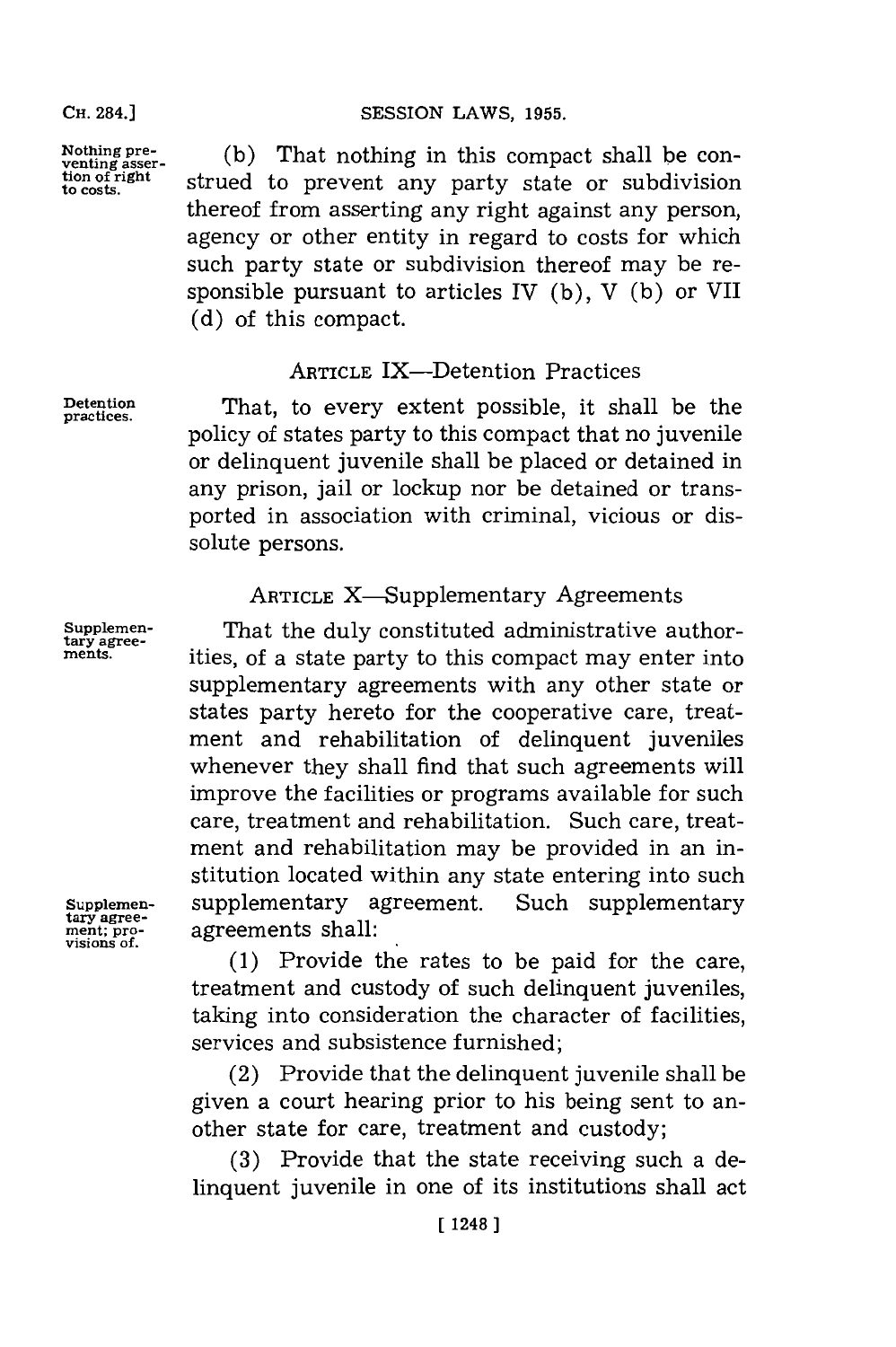Nothing preventing assertion of right to costs.

(b) That nothing in this compact shall be construed to prevent any party state or subdivision thereof from asserting any right against any person, agency or other entity in regard to costs for which such party state or subdivision thereof may be responsible pursuant to articles IV (b), V (b) or VII (d) of this compact.

## ARTICLE IX—Detention Practices

Detention practices.

That, to every extent possible, it shall be the policy of states party to this compact that no juvenile or delinquent juvenile shall be placed or detained in any prison, jail or lockup nor be detained or transported in association with criminal, vicious or dissolute persons.

## ARTICLE X—Supplementary Agreements

Supplementary agreements.

That the duly constituted administrative authorities, of a state party to this compact may enter into supplementary agreements with any other state or states party hereto for the cooperative care, treatment and rehabilitation of delinquent juveniles whenever they shall find that such agreements will improve the facilities or programs available for such care, treatment and rehabilitation. Such care, treatment and rehabilitation may be provided in an institution located within any state entering into such supplementary agreement. Such supplementary agreements shall:

Supplementary agreement; provisions of.

(1) Provide the rates to be paid for the care, treatment and custody of such delinquent juveniles, taking into consideration the character of facilities, services and subsistence furnished;

(2) Provide that the delinquent juvenile shall be given a court hearing prior to his being sent to another state for care, treatment and custody;

(3) Provide that the state receiving such a delinquent juvenile in one of its institutions shall act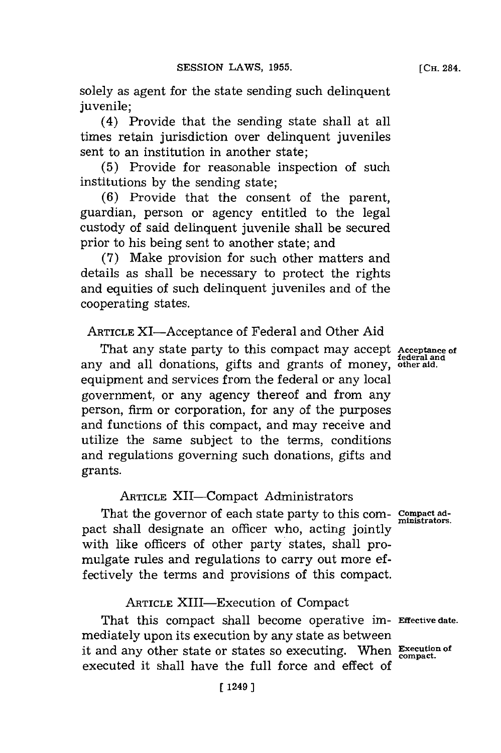solely as agent for the state sending such delinquent juvenile;

(4) Provide that the sending state shall at all times retain jurisdiction over delinquent juveniles sent to an institution in another state;

(5) Provide for reasonable inspection of such institutions by the sending state;

(6) Provide that the consent of the parent, guardian, person or agency entitled to the legal custody of said delinquent juvenile shall be secured prior to his being sent to another state; and

(7) Make provision for such other matters and details as shall be necessary to protect the rights and equities of such delinquent juveniles and of the cooperating states.

ARTICLE XI—Acceptance of Federal and Other Aid

*Acceptance of federal and other aid.*

That any state party to this compact may accept any and all donations, gifts and grants of money, equipment and services from the federal or any local government, or any agency thereof and from any person, firm or corporation, for any of the purposes and functions of this compact, and may receive and utilize the same subject to the terms, conditions and regulations governing such donations, gifts and grants.

ARTICLE XII—Compact Administrators

*Compact administrators.*

That the governor of each state party to this compact shall designate an officer who, acting jointly with like officers of other party states, shall promulgate rules and regulations to carry out more effectively the terms and provisions of this compact.

ARTICLE XIII—Execution of Compact

*Effective date.*

*Execution of compact.*

That this compact shall become operative immediately upon its execution by any state as between it and any other state or states so executing. When executed it shall have the full force and effect of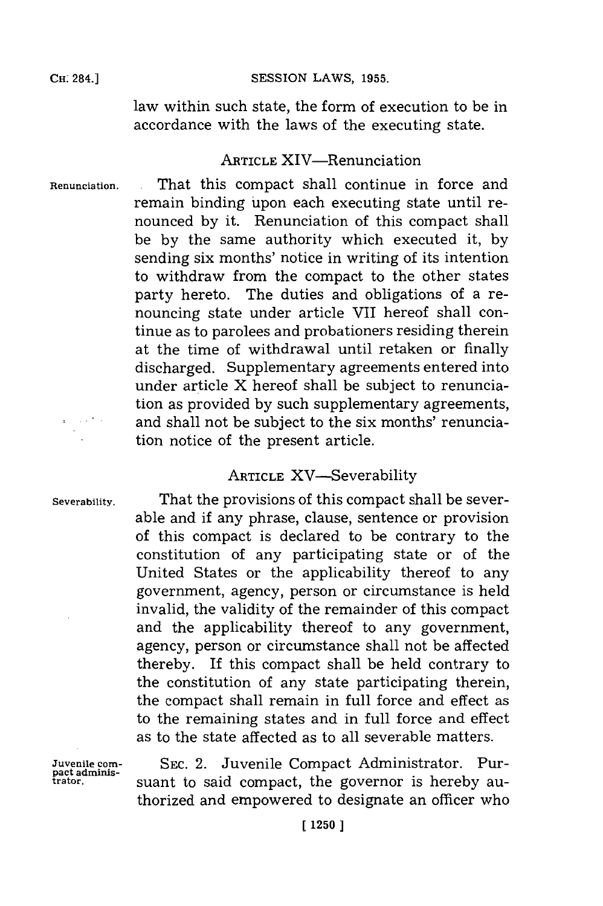law within such state, the form of execution to be in accordance with the laws of the executing state.

## ARTICLE XIV—Renunciation

Renunciation.

That this compact shall continue in force and remain binding upon each executing state until renounced by it. Renunciation of this compact shall be by the same authority which executed it, by sending six months' notice in writing of its intention to withdraw from the compact to the other states party hereto. The duties and obligations of a renouncing state under article VII hereof shall continue as to parolees and probationers residing therein at the time of withdrawal until retaken or finally discharged. Supplementary agreements entered into under article X hereof shall be subject to renunciation as provided by such supplementary agreements, and shall not be subject to the six months' renunciation notice of the present article.

## ARTICLE XV—Severability

Severability.

That the provisions of this compact shall be severable and if any phrase, clause, sentence or provision of this compact is declared to be contrary to the constitution of any participating state or of the United States or the applicability thereof to any government, agency, person or circumstance is held invalid, the validity of the remainder of this compact and the applicability thereof to any government, agency, person or circumstance shall not be affected thereby. If this compact shall be held contrary to the constitution of any state participating therein, the compact shall remain in full force and effect as to the remaining states and in full force and effect as to the state affected as to all severable matters.

Juvenile compact administrator.

SEC. 2. Juvenile Compact Administrator. Pursuant to said compact, the governor is hereby authorized and empowered to designate an officer who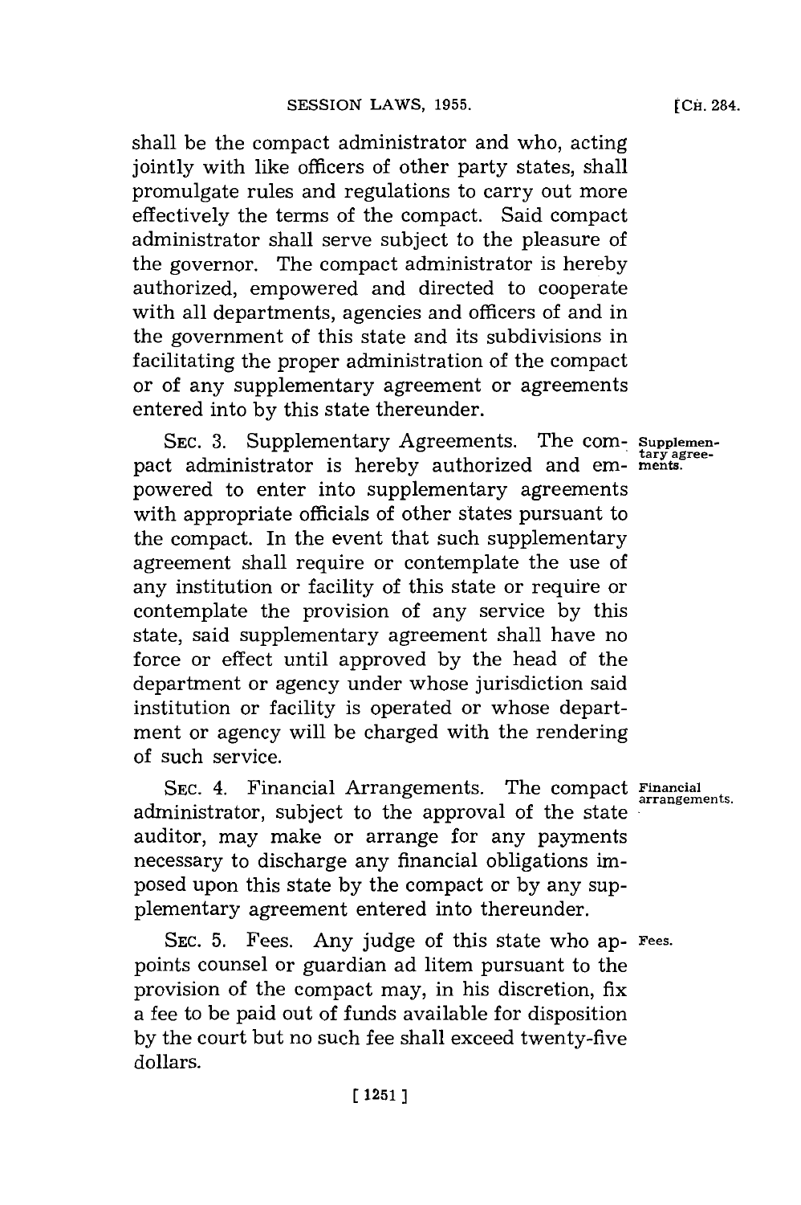shall be the compact administrator and who, acting jointly with like officers of other party states, shall promulgate rules and regulations to carry out more effectively the terms of the compact. Said compact administrator shall serve subject to the pleasure of the governor. The compact administrator is hereby authorized, empowered and directed to cooperate with all departments, agencies and officers of and in the government of this state and its subdivisions in facilitating the proper administration of the compact or of any supplementary agreement or agreements entered into by this state thereunder.

Supplementary agreements.

SEC. 3. Supplementary Agreements. The compact administrator is hereby authorized and empowered to enter into supplementary agreements with appropriate officials of other states pursuant to the compact. In the event that such supplementary agreement shall require or contemplate the use of any institution or facility of this state or require or contemplate the provision of any service by this state, said supplementary agreement shall have no force or effect until approved by the head of the department or agency under whose jurisdiction said institution or facility is operated or whose department or agency will be charged with the rendering of such service.

Financial arrangements.

SEC. 4. Financial Arrangements. The compact administrator, subject to the approval of the state auditor, may make or arrange for any payments necessary to discharge any financial obligations imposed upon this state by the compact or by any supplementary agreement entered into thereunder.

Fees.

SEC. 5. Fees. Any judge of this state who appoints counsel or guardian ad litem pursuant to the provision of the compact may, in his discretion, fix a fee to be paid out of funds available for disposition by the court but no such fee shall exceed twenty-five dollars.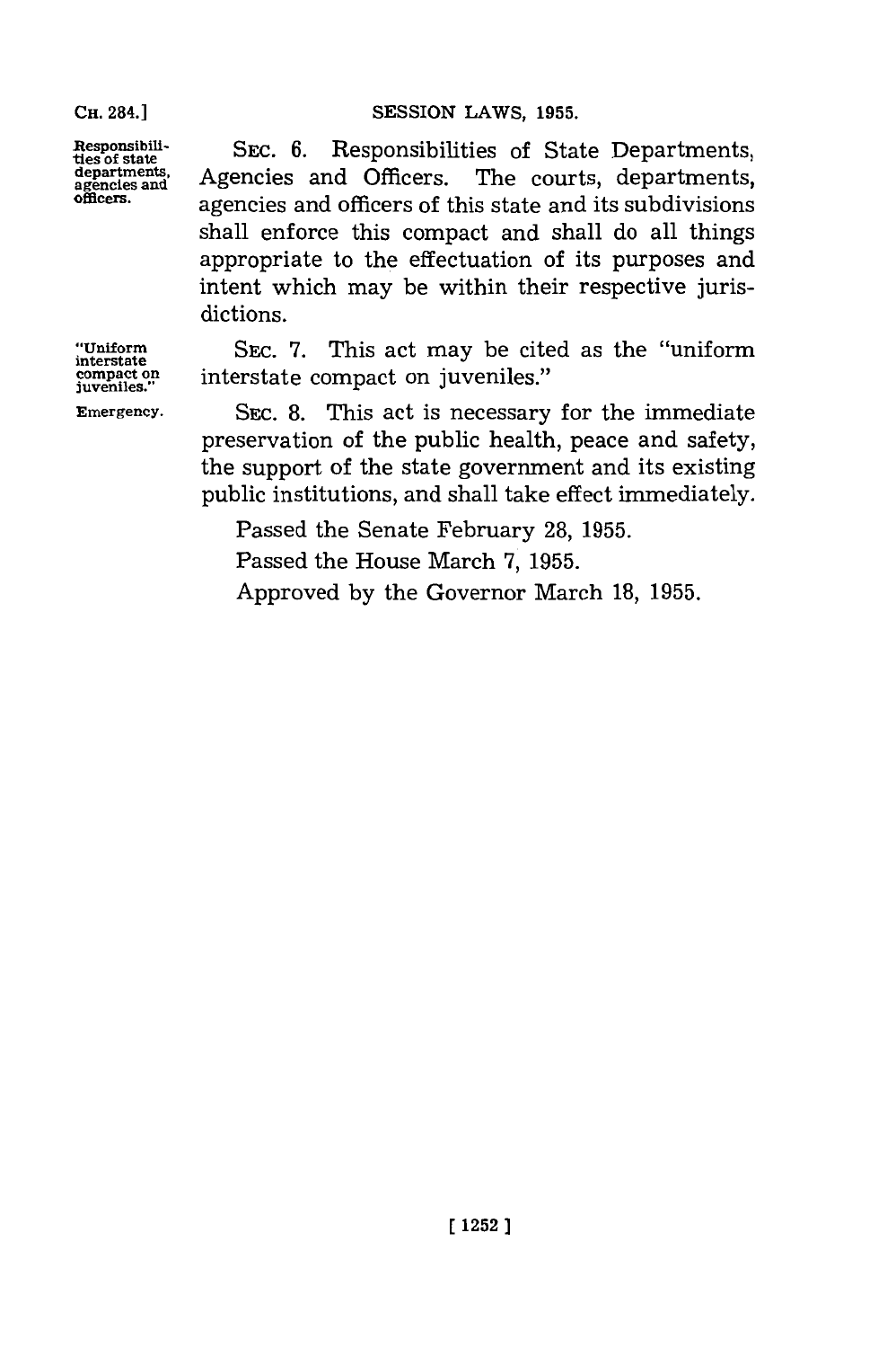**Responsibilities of state departments, agencies and officers.**

SEC. 6. Responsibilities of State Departments, Agencies and Officers. The courts, departments, agencies and officers of this state and its subdivisions shall enforce this compact and shall do all things appropriate to the effectuation of its purposes and intent which may be within their respective jurisdictions.

**"Uniform interstate compact on juveniles."**

SEC. 7. This act may be cited as the "uniform interstate compact on juveniles."

**Emergency.**

SEC. 8. This act is necessary for the immediate preservation of the public health, peace and safety, the support of the state government and its existing public institutions, and shall take effect immediately.

Passed the Senate February 28, 1955.

Passed the House March 7, 1955.

Approved by the Governor March 18, 1955.